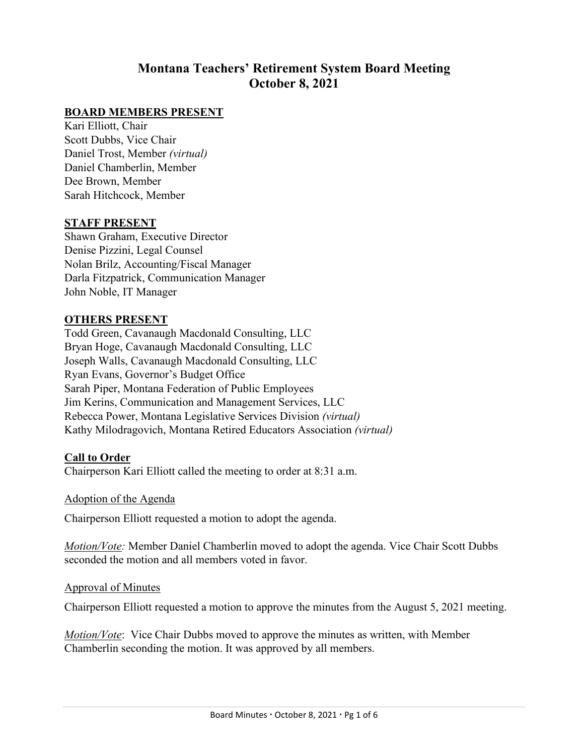# Montana Teachers' Retirement System Board Meeting
# October 8, 2021

**BOARD MEMBERS PRESENT**

Kari Elliott, Chair
Scott Dubbs, Vice Chair
Daniel Trost, Member *(virtual)*
Daniel Chamberlin, Member
Dee Brown, Member
Sarah Hitchcock, Member

**STAFF PRESENT**

Shawn Graham, Executive Director
Denise Pizzini, Legal Counsel
Nolan Brilz, Accounting/Fiscal Manager
Darla Fitzpatrick, Communication Manager
John Noble, IT Manager

**OTHERS PRESENT**

Todd Green, Cavanaugh Macdonald Consulting, LLC
Bryan Hoge, Cavanaugh Macdonald Consulting, LLC
Joseph Walls, Cavanaugh Macdonald Consulting, LLC
Ryan Evans, Governor's Budget Office
Sarah Piper, Montana Federation of Public Employees
Jim Kerins, Communication and Management Services, LLC
Rebecca Power, Montana Legislative Services Division *(virtual)*
Kathy Milodragovich, Montana Retired Educators Association *(virtual)*

**Call to Order**

Chairperson Kari Elliott called the meeting to order at 8:31 a.m.

Adoption of the Agenda

Chairperson Elliott requested a motion to adopt the agenda.

*Motion/Vote:* Member Daniel Chamberlin moved to adopt the agenda. Vice Chair Scott Dubbs seconded the motion and all members voted in favor.

Approval of Minutes

Chairperson Elliott requested a motion to approve the minutes from the August 5, 2021 meeting.

*Motion/Vote*: Vice Chair Dubbs moved to approve the minutes as written, with Member Chamberlin seconding the motion. It was approved by all members.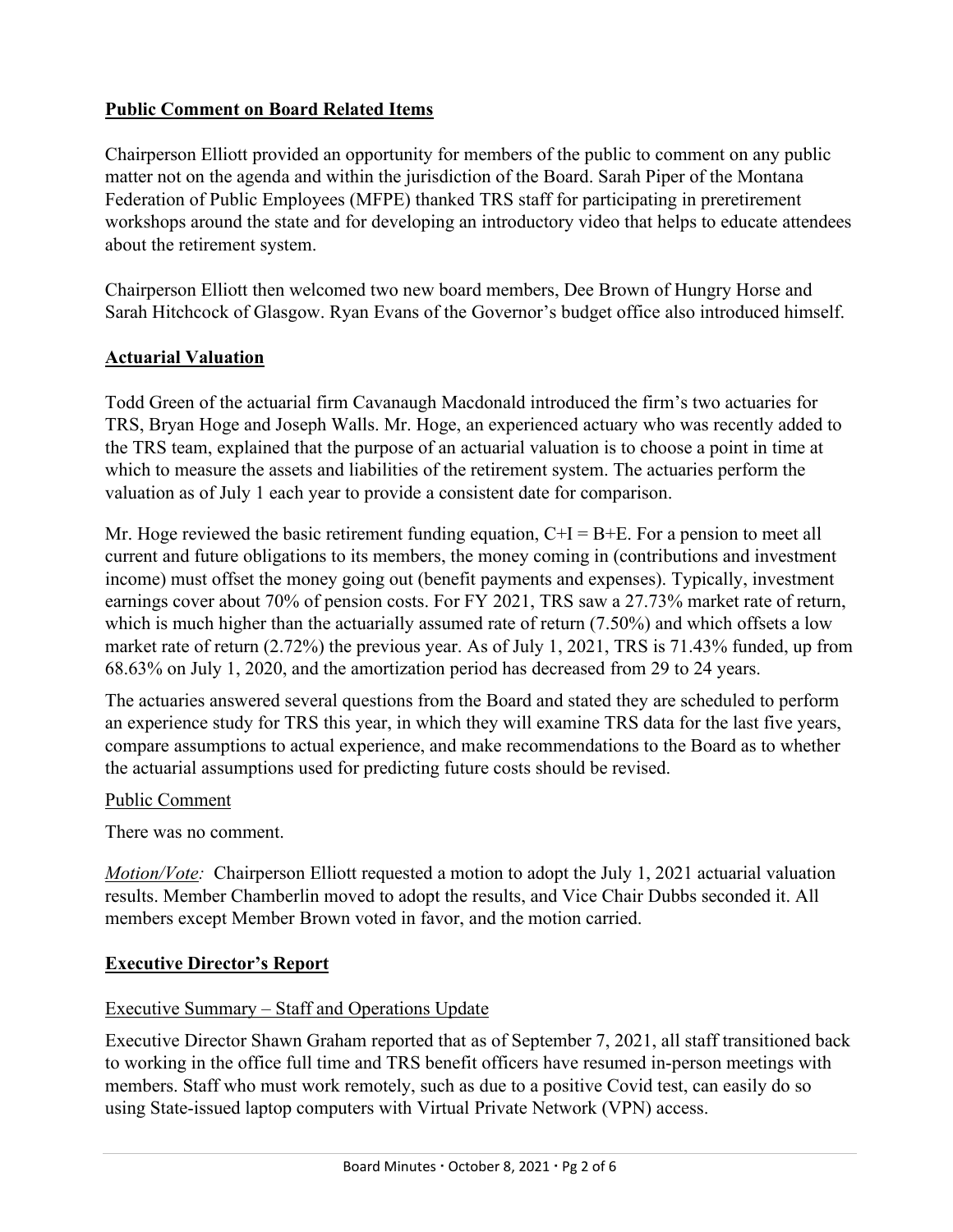## Public Comment on Board Related Items

Chairperson Elliott provided an opportunity for members of the public to comment on any public matter not on the agenda and within the jurisdiction of the Board. Sarah Piper of the Montana Federation of Public Employees (MFPE) thanked TRS staff for participating in preretirement workshops around the state and for developing an introductory video that helps to educate attendees about the retirement system.

Chairperson Elliott then welcomed two new board members, Dee Brown of Hungry Horse and Sarah Hitchcock of Glasgow. Ryan Evans of the Governor's budget office also introduced himself.

## Actuarial Valuation

Todd Green of the actuarial firm Cavanaugh Macdonald introduced the firm's two actuaries for TRS, Bryan Hoge and Joseph Walls. Mr. Hoge, an experienced actuary who was recently added to the TRS team, explained that the purpose of an actuarial valuation is to choose a point in time at which to measure the assets and liabilities of the retirement system. The actuaries perform the valuation as of July 1 each year to provide a consistent date for comparison.

Mr. Hoge reviewed the basic retirement funding equation, $C+I = B+E$. For a pension to meet all current and future obligations to its members, the money coming in (contributions and investment income) must offset the money going out (benefit payments and expenses). Typically, investment earnings cover about 70% of pension costs. For FY 2021, TRS saw a 27.73% market rate of return, which is much higher than the actuarially assumed rate of return (7.50%) and which offsets a low market rate of return (2.72%) the previous year. As of July 1, 2021, TRS is 71.43% funded, up from 68.63% on July 1, 2020, and the amortization period has decreased from 29 to 24 years.

The actuaries answered several questions from the Board and stated they are scheduled to perform an experience study for TRS this year, in which they will examine TRS data for the last five years, compare assumptions to actual experience, and make recommendations to the Board as to whether the actuarial assumptions used for predicting future costs should be revised.

Public Comment

There was no comment.

*Motion/Vote:* Chairperson Elliott requested a motion to adopt the July 1, 2021 actuarial valuation results. Member Chamberlin moved to adopt the results, and Vice Chair Dubbs seconded it. All members except Member Brown voted in favor, and the motion carried.

## Executive Director's Report

### Executive Summary – Staff and Operations Update

Executive Director Shawn Graham reported that as of September 7, 2021, all staff transitioned back to working in the office full time and TRS benefit officers have resumed in-person meetings with members. Staff who must work remotely, such as due to a positive Covid test, can easily do so using State-issued laptop computers with Virtual Private Network (VPN) access.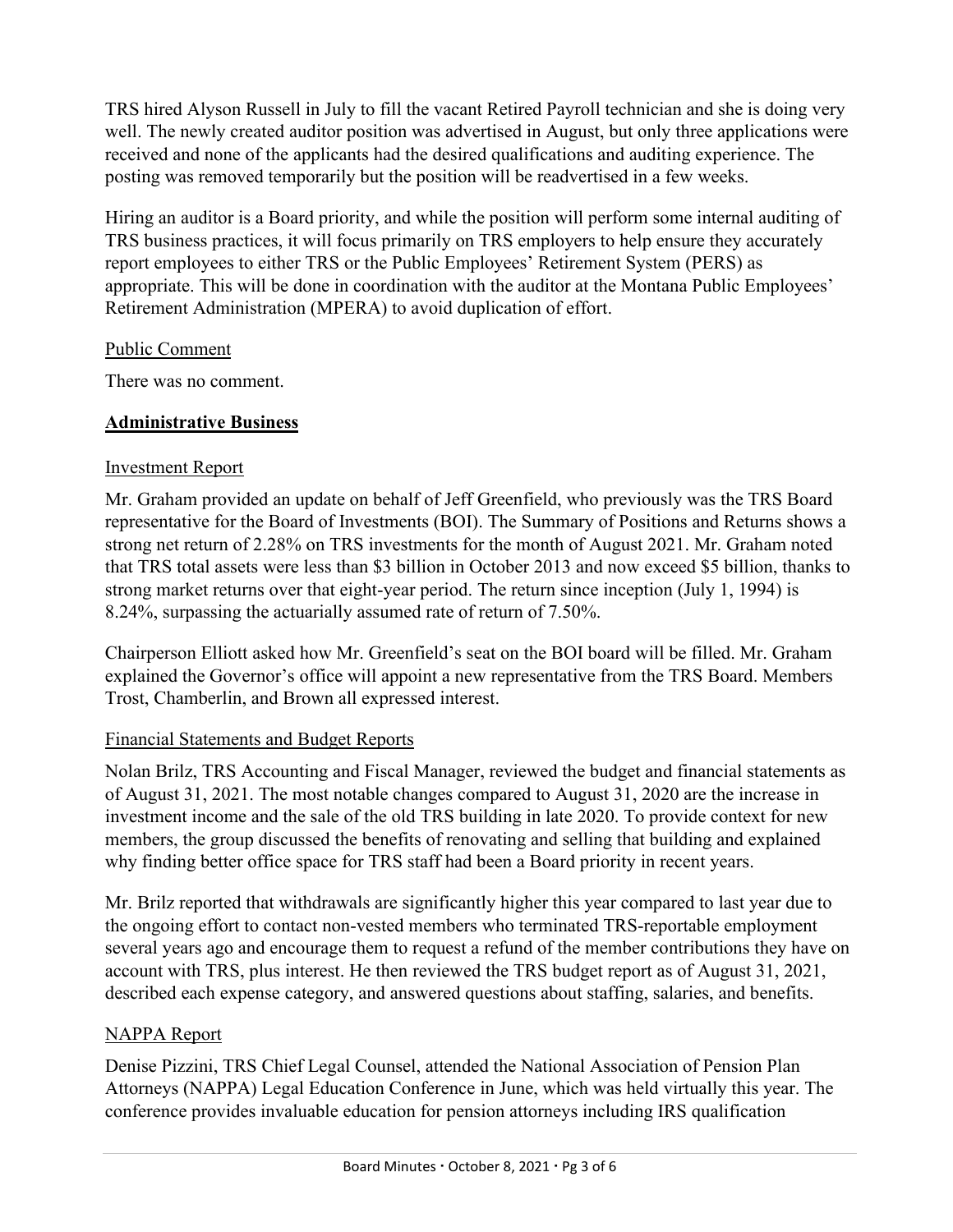TRS hired Alyson Russell in July to fill the vacant Retired Payroll technician and she is doing very well. The newly created auditor position was advertised in August, but only three applications were received and none of the applicants had the desired qualifications and auditing experience. The posting was removed temporarily but the position will be readvertised in a few weeks.

Hiring an auditor is a Board priority, and while the position will perform some internal auditing of TRS business practices, it will focus primarily on TRS employers to help ensure they accurately report employees to either TRS or the Public Employees' Retirement System (PERS) as appropriate. This will be done in coordination with the auditor at the Montana Public Employees' Retirement Administration (MPERA) to avoid duplication of effort.

Public Comment

There was no comment.

## Administrative Business

Investment Report

Mr. Graham provided an update on behalf of Jeff Greenfield, who previously was the TRS Board representative for the Board of Investments (BOI). The Summary of Positions and Returns shows a strong net return of 2.28% on TRS investments for the month of August 2021. Mr. Graham noted that TRS total assets were less than \$3 billion in October 2013 and now exceed \$5 billion, thanks to strong market returns over that eight-year period. The return since inception (July 1, 1994) is 8.24%, surpassing the actuarially assumed rate of return of 7.50%.

Chairperson Elliott asked how Mr. Greenfield's seat on the BOI board will be filled. Mr. Graham explained the Governor's office will appoint a new representative from the TRS Board. Members Trost, Chamberlin, and Brown all expressed interest.

Financial Statements and Budget Reports

Nolan Brilz, TRS Accounting and Fiscal Manager, reviewed the budget and financial statements as of August 31, 2021. The most notable changes compared to August 31, 2020 are the increase in investment income and the sale of the old TRS building in late 2020. To provide context for new members, the group discussed the benefits of renovating and selling that building and explained why finding better office space for TRS staff had been a Board priority in recent years.

Mr. Brilz reported that withdrawals are significantly higher this year compared to last year due to the ongoing effort to contact non-vested members who terminated TRS-reportable employment several years ago and encourage them to request a refund of the member contributions they have on account with TRS, plus interest. He then reviewed the TRS budget report as of August 31, 2021, described each expense category, and answered questions about staffing, salaries, and benefits.

NAPPA Report

Denise Pizzini, TRS Chief Legal Counsel, attended the National Association of Pension Plan Attorneys (NAPPA) Legal Education Conference in June, which was held virtually this year. The conference provides invaluable education for pension attorneys including IRS qualification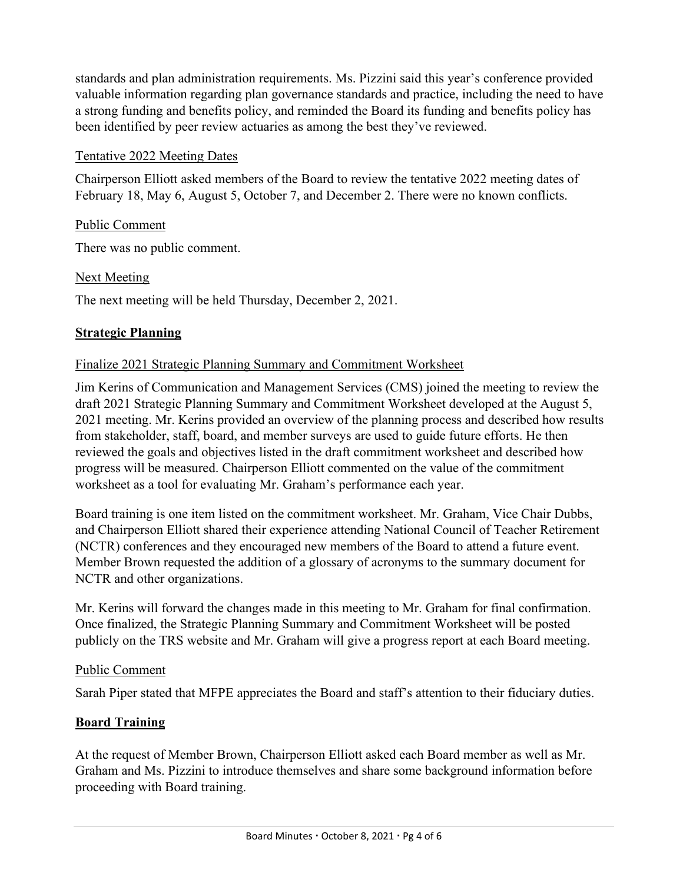standards and plan administration requirements. Ms. Pizzini said this year's conference provided valuable information regarding plan governance standards and practice, including the need to have a strong funding and benefits policy, and reminded the Board its funding and benefits policy has been identified by peer review actuaries as among the best they've reviewed.

### Tentative 2022 Meeting Dates

Chairperson Elliott asked members of the Board to review the tentative 2022 meeting dates of February 18, May 6, August 5, October 7, and December 2. There were no known conflicts.

### Public Comment

There was no public comment.

### Next Meeting

The next meeting will be held Thursday, December 2, 2021.

## Strategic Planning

### Finalize 2021 Strategic Planning Summary and Commitment Worksheet

Jim Kerins of Communication and Management Services (CMS) joined the meeting to review the draft 2021 Strategic Planning Summary and Commitment Worksheet developed at the August 5, 2021 meeting. Mr. Kerins provided an overview of the planning process and described how results from stakeholder, staff, board, and member surveys are used to guide future efforts. He then reviewed the goals and objectives listed in the draft commitment worksheet and described how progress will be measured. Chairperson Elliott commented on the value of the commitment worksheet as a tool for evaluating Mr. Graham's performance each year.

Board training is one item listed on the commitment worksheet. Mr. Graham, Vice Chair Dubbs, and Chairperson Elliott shared their experience attending National Council of Teacher Retirement (NCTR) conferences and they encouraged new members of the Board to attend a future event. Member Brown requested the addition of a glossary of acronyms to the summary document for NCTR and other organizations.

Mr. Kerins will forward the changes made in this meeting to Mr. Graham for final confirmation. Once finalized, the Strategic Planning Summary and Commitment Worksheet will be posted publicly on the TRS website and Mr. Graham will give a progress report at each Board meeting.

### Public Comment

Sarah Piper stated that MFPE appreciates the Board and staff's attention to their fiduciary duties.

## Board Training

At the request of Member Brown, Chairperson Elliott asked each Board member as well as Mr. Graham and Ms. Pizzini to introduce themselves and share some background information before proceeding with Board training.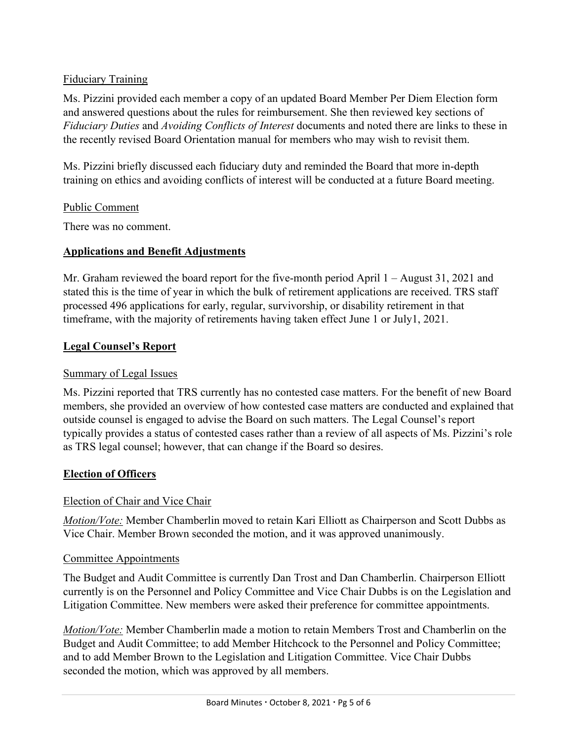Fiduciary Training

Ms. Pizzini provided each member a copy of an updated Board Member Per Diem Election form and answered questions about the rules for reimbursement. She then reviewed key sections of *Fiduciary Duties* and *Avoiding Conflicts of Interest* documents and noted there are links to these in the recently revised Board Orientation manual for members who may wish to revisit them.

Ms. Pizzini briefly discussed each fiduciary duty and reminded the Board that more in-depth training on ethics and avoiding conflicts of interest will be conducted at a future Board meeting.

Public Comment

There was no comment.

## Applications and Benefit Adjustments

Mr. Graham reviewed the board report for the five-month period April 1 – August 31, 2021 and stated this is the time of year in which the bulk of retirement applications are received. TRS staff processed 496 applications for early, regular, survivorship, or disability retirement in that timeframe, with the majority of retirements having taken effect June 1 or July1, 2021.

## Legal Counsel's Report

Summary of Legal Issues

Ms. Pizzini reported that TRS currently has no contested case matters. For the benefit of new Board members, she provided an overview of how contested case matters are conducted and explained that outside counsel is engaged to advise the Board on such matters. The Legal Counsel's report typically provides a status of contested cases rather than a review of all aspects of Ms. Pizzini's role as TRS legal counsel; however, that can change if the Board so desires.

## Election of Officers

Election of Chair and Vice Chair

*Motion/Vote:* Member Chamberlin moved to retain Kari Elliott as Chairperson and Scott Dubbs as Vice Chair. Member Brown seconded the motion, and it was approved unanimously.

Committee Appointments

The Budget and Audit Committee is currently Dan Trost and Dan Chamberlin. Chairperson Elliott currently is on the Personnel and Policy Committee and Vice Chair Dubbs is on the Legislation and Litigation Committee. New members were asked their preference for committee appointments.

*Motion/Vote:* Member Chamberlin made a motion to retain Members Trost and Chamberlin on the Budget and Audit Committee; to add Member Hitchcock to the Personnel and Policy Committee; and to add Member Brown to the Legislation and Litigation Committee. Vice Chair Dubbs seconded the motion, which was approved by all members.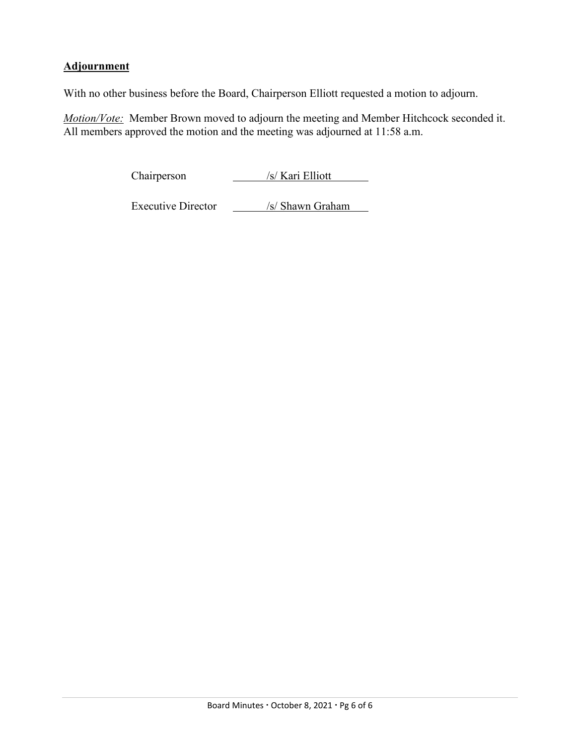## **Adjournment**

With no other business before the Board, Chairperson Elliott requested a motion to adjourn.

*Motion/Vote:* Member Brown moved to adjourn the meeting and Member Hitchcock seconded it. All members approved the motion and the meeting was adjourned at 11:58 a.m.

Chairperson /s/ Kari Elliott

Executive Director /s/ Shawn Graham